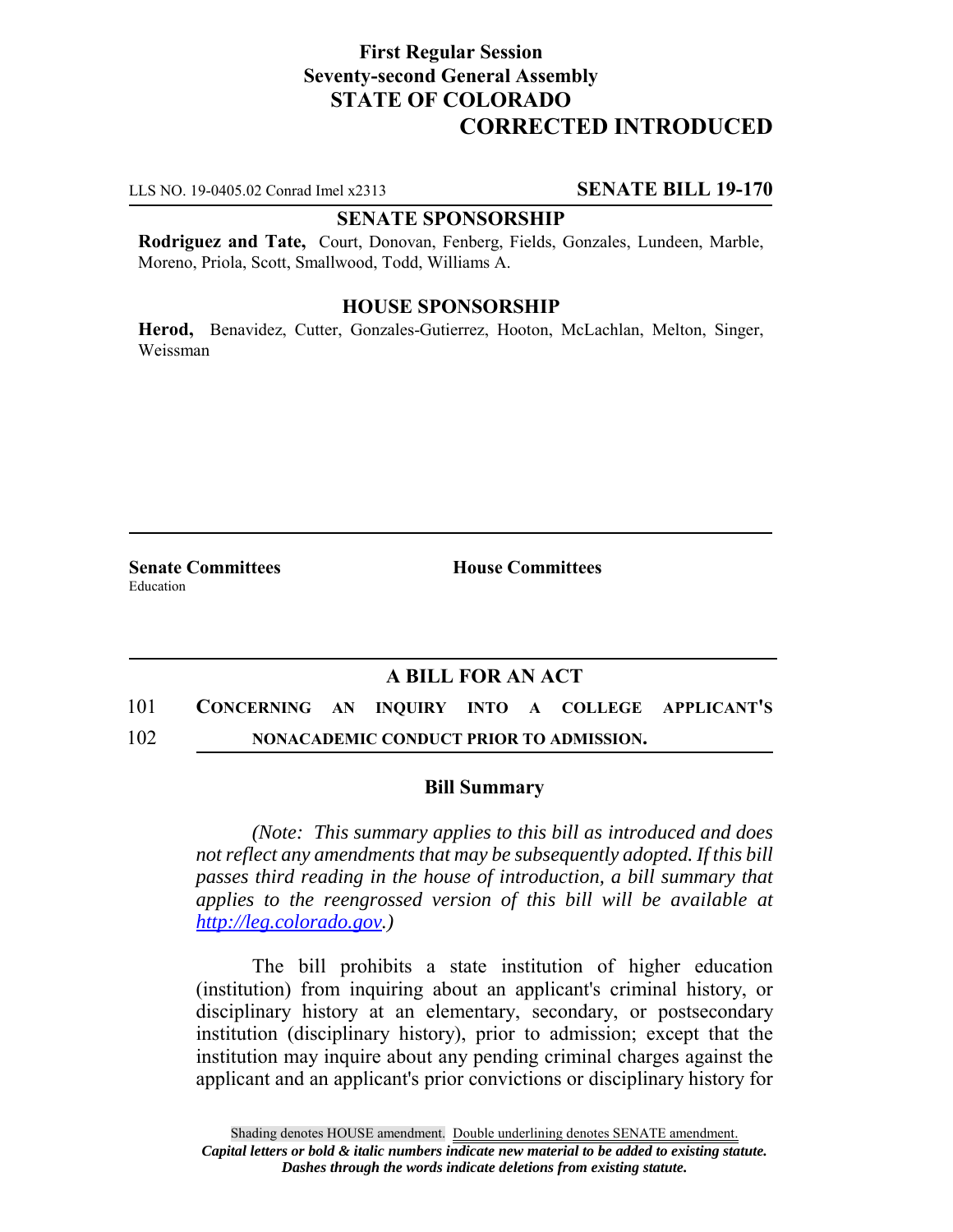**First Regular Session**
**Seventy-second General Assembly**
**STATE OF COLORADO**

# CORRECTED INTRODUCED

LLS NO. 19-0405.02 Conrad Imel x2313 **SENATE BILL 19-170**

**SENATE SPONSORSHIP**

**Rodriguez and Tate,** Court, Donovan, Fenberg, Fields, Gonzales, Lundeen, Marble, Moreno, Priola, Scott, Smallwood, Todd, Williams A.

**HOUSE SPONSORSHIP**

**Herod,** Benavidez, Cutter, Gonzales-Gutierrez, Hooton, McLachlan, Melton, Singer, Weissman

**Senate Committees**
Education

**House Committees**

## A BILL FOR AN ACT

101 **CONCERNING AN INQUIRY INTO A COLLEGE APPLICANT'S**
102 **NONACADEMIC CONDUCT PRIOR TO ADMISSION.**

### Bill Summary

*(Note: This summary applies to this bill as introduced and does not reflect any amendments that may be subsequently adopted. If this bill passes third reading in the house of introduction, a bill summary that applies to the reengrossed version of this bill will be available at http://leg.colorado.gov.)*

The bill prohibits a state institution of higher education (institution) from inquiring about an applicant's criminal history, or disciplinary history at an elementary, secondary, or postsecondary institution (disciplinary history), prior to admission; except that the institution may inquire about any pending criminal charges against the applicant and an applicant's prior convictions or disciplinary history for

Shading denotes HOUSE amendment. Double underlining denotes SENATE amendment.
*Capital letters or bold & italic numbers indicate new material to be added to existing statute.*
*Dashes through the words indicate deletions from existing statute.*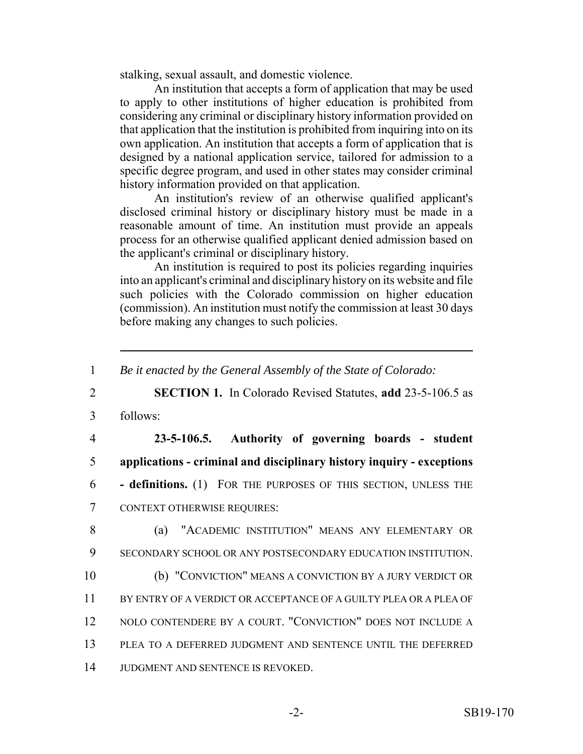stalking, sexual assault, and domestic violence.

An institution that accepts a form of application that may be used to apply to other institutions of higher education is prohibited from considering any criminal or disciplinary history information provided on that application that the institution is prohibited from inquiring into on its own application. An institution that accepts a form of application that is designed by a national application service, tailored for admission to a specific degree program, and used in other states may consider criminal history information provided on that application.

An institution's review of an otherwise qualified applicant's disclosed criminal history or disciplinary history must be made in a reasonable amount of time. An institution must provide an appeals process for an otherwise qualified applicant denied admission based on the applicant's criminal or disciplinary history.

An institution is required to post its policies regarding inquiries into an applicant's criminal and disciplinary history on its website and file such policies with the Colorado commission on higher education (commission). An institution must notify the commission at least 30 days before making any changes to such policies.

---

1 *Be it enacted by the General Assembly of the State of Colorado:*

2 **SECTION 1.** In Colorado Revised Statutes, **add** 23-5-106.5 as
3 follows:

4 **23-5-106.5. Authority of governing boards - student**
5 **applications - criminal and disciplinary history inquiry - exceptions**
6 **- definitions.** (1) FOR THE PURPOSES OF THIS SECTION, UNLESS THE
7 CONTEXT OTHERWISE REQUIRES:

8 (a) "ACADEMIC INSTITUTION" MEANS ANY ELEMENTARY OR
9 SECONDARY SCHOOL OR ANY POSTSECONDARY EDUCATION INSTITUTION.

10 (b) "CONVICTION" MEANS A CONVICTION BY A JURY VERDICT OR
11 BY ENTRY OF A VERDICT OR ACCEPTANCE OF A GUILTY PLEA OR A PLEA OF
12 NOLO CONTENDERE BY A COURT. "CONVICTION" DOES NOT INCLUDE A
13 PLEA TO A DEFERRED JUDGMENT AND SENTENCE UNTIL THE DEFERRED
14 JUDGMENT AND SENTENCE IS REVOKED.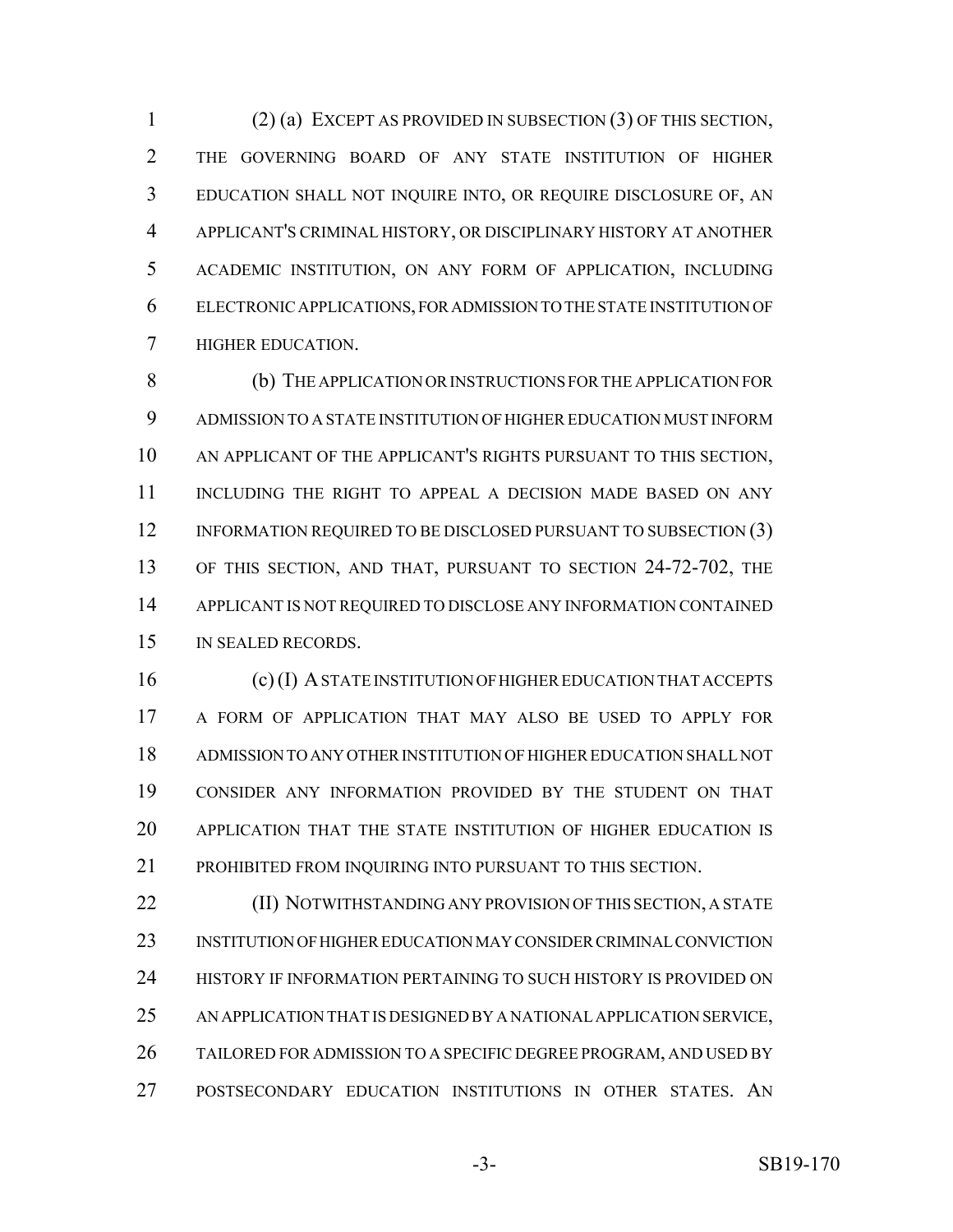(2) (a) EXCEPT AS PROVIDED IN SUBSECTION (3) OF THIS SECTION, THE GOVERNING BOARD OF ANY STATE INSTITUTION OF HIGHER EDUCATION SHALL NOT INQUIRE INTO, OR REQUIRE DISCLOSURE OF, AN APPLICANT'S CRIMINAL HISTORY, OR DISCIPLINARY HISTORY AT ANOTHER ACADEMIC INSTITUTION, ON ANY FORM OF APPLICATION, INCLUDING ELECTRONIC APPLICATIONS, FOR ADMISSION TO THE STATE INSTITUTION OF HIGHER EDUCATION.

(b) THE APPLICATION OR INSTRUCTIONS FOR THE APPLICATION FOR ADMISSION TO A STATE INSTITUTION OF HIGHER EDUCATION MUST INFORM AN APPLICANT OF THE APPLICANT'S RIGHTS PURSUANT TO THIS SECTION, INCLUDING THE RIGHT TO APPEAL A DECISION MADE BASED ON ANY INFORMATION REQUIRED TO BE DISCLOSED PURSUANT TO SUBSECTION (3) OF THIS SECTION, AND THAT, PURSUANT TO SECTION 24-72-702, THE APPLICANT IS NOT REQUIRED TO DISCLOSE ANY INFORMATION CONTAINED IN SEALED RECORDS.

(c) (I) A STATE INSTITUTION OF HIGHER EDUCATION THAT ACCEPTS A FORM OF APPLICATION THAT MAY ALSO BE USED TO APPLY FOR ADMISSION TO ANY OTHER INSTITUTION OF HIGHER EDUCATION SHALL NOT CONSIDER ANY INFORMATION PROVIDED BY THE STUDENT ON THAT APPLICATION THAT THE STATE INSTITUTION OF HIGHER EDUCATION IS PROHIBITED FROM INQUIRING INTO PURSUANT TO THIS SECTION.

(II) NOTWITHSTANDING ANY PROVISION OF THIS SECTION, A STATE INSTITUTION OF HIGHER EDUCATION MAY CONSIDER CRIMINAL CONVICTION HISTORY IF INFORMATION PERTAINING TO SUCH HISTORY IS PROVIDED ON AN APPLICATION THAT IS DESIGNED BY A NATIONAL APPLICATION SERVICE, TAILORED FOR ADMISSION TO A SPECIFIC DEGREE PROGRAM, AND USED BY POSTSECONDARY EDUCATION INSTITUTIONS IN OTHER STATES. AN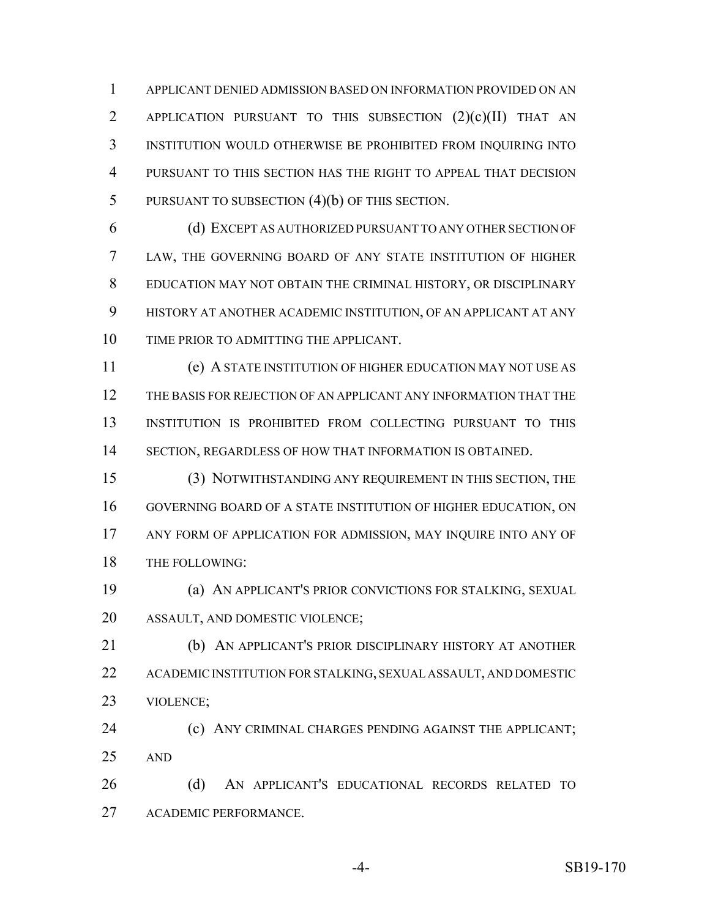APPLICANT DENIED ADMISSION BASED ON INFORMATION PROVIDED ON AN APPLICATION PURSUANT TO THIS SUBSECTION (2)(c)(II) THAT AN INSTITUTION WOULD OTHERWISE BE PROHIBITED FROM INQUIRING INTO PURSUANT TO THIS SECTION HAS THE RIGHT TO APPEAL THAT DECISION PURSUANT TO SUBSECTION (4)(b) OF THIS SECTION.

(d) EXCEPT AS AUTHORIZED PURSUANT TO ANY OTHER SECTION OF LAW, THE GOVERNING BOARD OF ANY STATE INSTITUTION OF HIGHER EDUCATION MAY NOT OBTAIN THE CRIMINAL HISTORY, OR DISCIPLINARY HISTORY AT ANOTHER ACADEMIC INSTITUTION, OF AN APPLICANT AT ANY TIME PRIOR TO ADMITTING THE APPLICANT.

(e) A STATE INSTITUTION OF HIGHER EDUCATION MAY NOT USE AS THE BASIS FOR REJECTION OF AN APPLICANT ANY INFORMATION THAT THE INSTITUTION IS PROHIBITED FROM COLLECTING PURSUANT TO THIS SECTION, REGARDLESS OF HOW THAT INFORMATION IS OBTAINED.

(3) NOTWITHSTANDING ANY REQUIREMENT IN THIS SECTION, THE GOVERNING BOARD OF A STATE INSTITUTION OF HIGHER EDUCATION, ON ANY FORM OF APPLICATION FOR ADMISSION, MAY INQUIRE INTO ANY OF THE FOLLOWING:

(a) AN APPLICANT'S PRIOR CONVICTIONS FOR STALKING, SEXUAL ASSAULT, AND DOMESTIC VIOLENCE;

(b) AN APPLICANT'S PRIOR DISCIPLINARY HISTORY AT ANOTHER ACADEMIC INSTITUTION FOR STALKING, SEXUAL ASSAULT, AND DOMESTIC VIOLENCE;

(c) ANY CRIMINAL CHARGES PENDING AGAINST THE APPLICANT; AND

(d) AN APPLICANT'S EDUCATIONAL RECORDS RELATED TO ACADEMIC PERFORMANCE.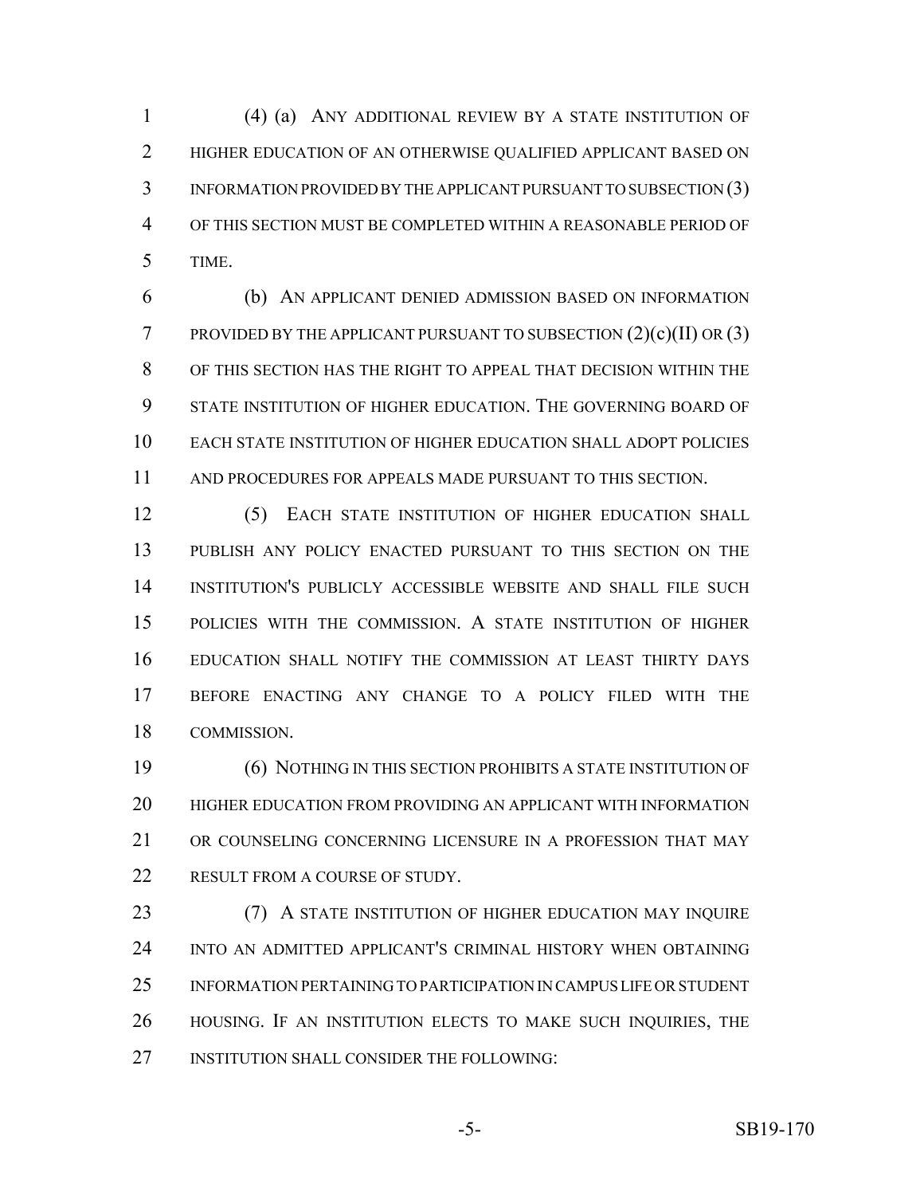(4) (a) ANY ADDITIONAL REVIEW BY A STATE INSTITUTION OF HIGHER EDUCATION OF AN OTHERWISE QUALIFIED APPLICANT BASED ON INFORMATION PROVIDED BY THE APPLICANT PURSUANT TO SUBSECTION (3) OF THIS SECTION MUST BE COMPLETED WITHIN A REASONABLE PERIOD OF TIME.

(b) AN APPLICANT DENIED ADMISSION BASED ON INFORMATION PROVIDED BY THE APPLICANT PURSUANT TO SUBSECTION (2)(c)(II) OR (3) OF THIS SECTION HAS THE RIGHT TO APPEAL THAT DECISION WITHIN THE STATE INSTITUTION OF HIGHER EDUCATION. THE GOVERNING BOARD OF EACH STATE INSTITUTION OF HIGHER EDUCATION SHALL ADOPT POLICIES AND PROCEDURES FOR APPEALS MADE PURSUANT TO THIS SECTION.

(5) EACH STATE INSTITUTION OF HIGHER EDUCATION SHALL PUBLISH ANY POLICY ENACTED PURSUANT TO THIS SECTION ON THE INSTITUTION'S PUBLICLY ACCESSIBLE WEBSITE AND SHALL FILE SUCH POLICIES WITH THE COMMISSION. A STATE INSTITUTION OF HIGHER EDUCATION SHALL NOTIFY THE COMMISSION AT LEAST THIRTY DAYS BEFORE ENACTING ANY CHANGE TO A POLICY FILED WITH THE COMMISSION.

(6) NOTHING IN THIS SECTION PROHIBITS A STATE INSTITUTION OF HIGHER EDUCATION FROM PROVIDING AN APPLICANT WITH INFORMATION OR COUNSELING CONCERNING LICENSURE IN A PROFESSION THAT MAY RESULT FROM A COURSE OF STUDY.

(7) A STATE INSTITUTION OF HIGHER EDUCATION MAY INQUIRE INTO AN ADMITTED APPLICANT'S CRIMINAL HISTORY WHEN OBTAINING INFORMATION PERTAINING TO PARTICIPATION IN CAMPUS LIFE OR STUDENT HOUSING. IF AN INSTITUTION ELECTS TO MAKE SUCH INQUIRIES, THE INSTITUTION SHALL CONSIDER THE FOLLOWING: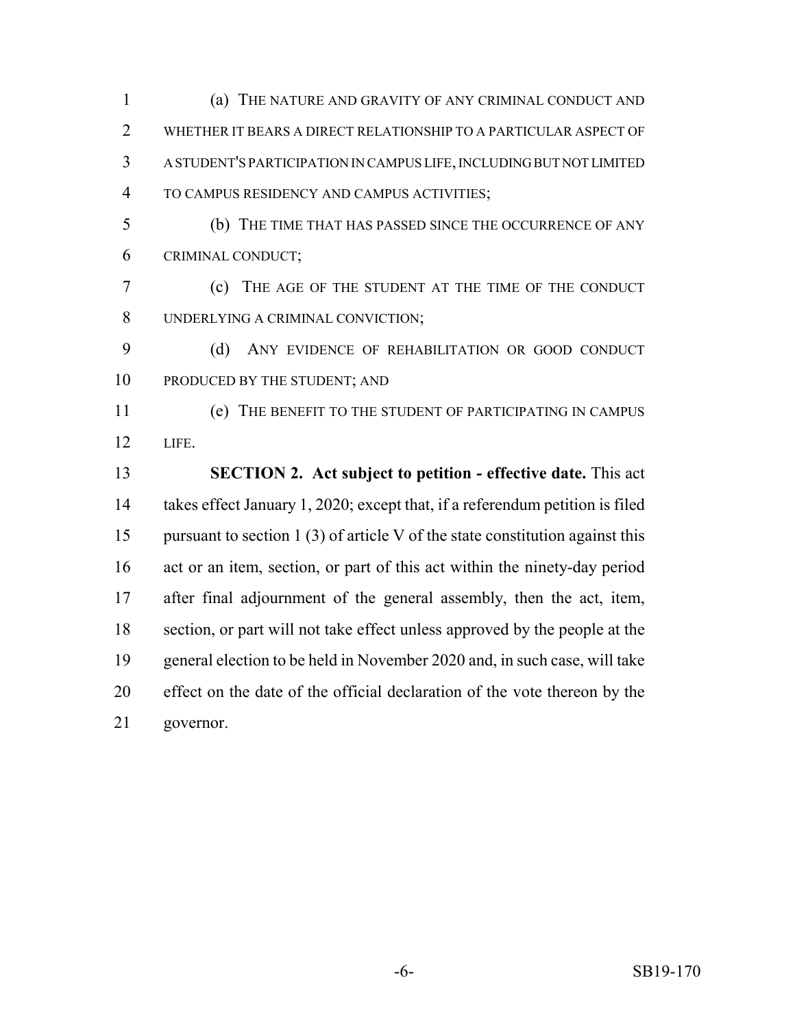(a) THE NATURE AND GRAVITY OF ANY CRIMINAL CONDUCT AND WHETHER IT BEARS A DIRECT RELATIONSHIP TO A PARTICULAR ASPECT OF A STUDENT'S PARTICIPATION IN CAMPUS LIFE, INCLUDING BUT NOT LIMITED TO CAMPUS RESIDENCY AND CAMPUS ACTIVITIES;

(b) THE TIME THAT HAS PASSED SINCE THE OCCURRENCE OF ANY CRIMINAL CONDUCT;

(c) THE AGE OF THE STUDENT AT THE TIME OF THE CONDUCT UNDERLYING A CRIMINAL CONVICTION;

(d) ANY EVIDENCE OF REHABILITATION OR GOOD CONDUCT PRODUCED BY THE STUDENT; AND

(e) THE BENEFIT TO THE STUDENT OF PARTICIPATING IN CAMPUS LIFE.

**SECTION 2. Act subject to petition - effective date.** This act takes effect January 1, 2020; except that, if a referendum petition is filed pursuant to section 1 (3) of article V of the state constitution against this act or an item, section, or part of this act within the ninety-day period after final adjournment of the general assembly, then the act, item, section, or part will not take effect unless approved by the people at the general election to be held in November 2020 and, in such case, will take effect on the date of the official declaration of the vote thereon by the governor.